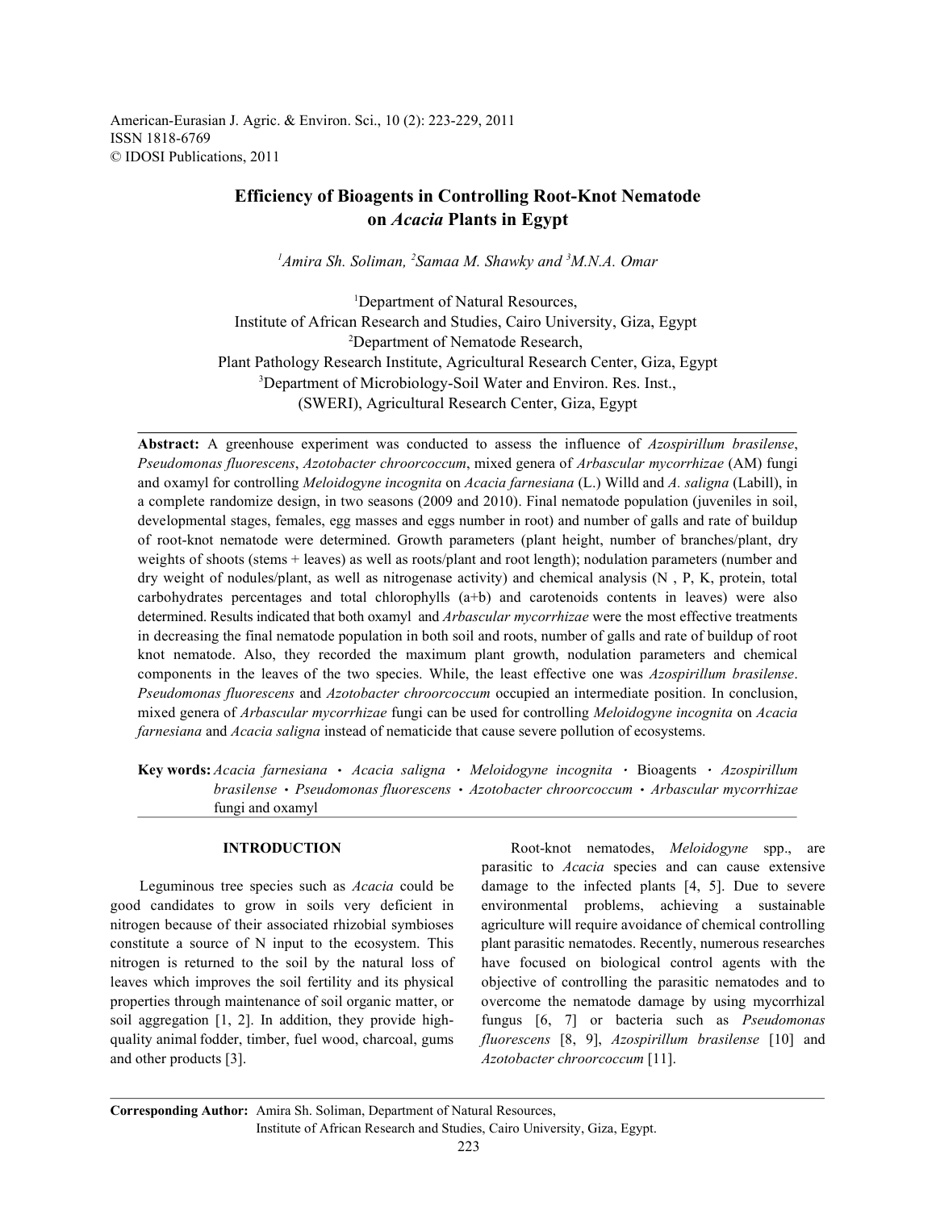# Efficiency of Bioagents in Controlling Root-Knot Nematode on *Acacia* Plants in Egypt

*[1]Amira Sh. Soliman, [2]Samaa M. Shawky and [3]M.N.A. Omar*

[1]Department of Natural Resources,
Institute of African Research and Studies, Cairo University, Giza, Egypt
[2]Department of Nematode Research,
Plant Pathology Research Institute, Agricultural Research Center, Giza, Egypt
[3]Department of Microbiology-Soil Water and Environ. Res. Inst.,
(SWERI), Agricultural Research Center, Giza, Egypt

---

**Abstract:** A greenhouse experiment was conducted to assess the influence of *Azospirillum brasilense*, *Pseudomonas fluorescens*, *Azotobacter chroorcoccum*, mixed genera of *Arbascular mycorrhizae* (AM) fungi and oxamyl for controlling *Meloidogyne incognita* on *Acacia farnesiana* (L.) Willd and *A. saligna* (Labill), in a complete randomize design, in two seasons (2009 and 2010). Final nematode population (juveniles in soil, developmental stages, females, egg masses and eggs number in root) and number of galls and rate of buildup of root-knot nematode were determined. Growth parameters (plant height, number of branches/plant, dry weights of shoots (stems + leaves) as well as roots/plant and root length); nodulation parameters (number and dry weight of nodules/plant, as well as nitrogenase activity) and chemical analysis (N , P, K, protein, total carbohydrates percentages and total chlorophylls (a+b) and carotenoids contents in leaves) were also determined. Results indicated that both oxamyl and *Arbascular mycorrhizae* were the most effective treatments in decreasing the final nematode population in both soil and roots, number of galls and rate of buildup of root knot nematode. Also, they recorded the maximum plant growth, nodulation parameters and chemical components in the leaves of the two species. While, the least effective one was *Azospirillum brasilense*. *Pseudomonas fluorescens* and *Azotobacter chroorcoccum* occupied an intermediate position. In conclusion, mixed genera of *Arbascular mycorrhizae* fungi can be used for controlling *Meloidogyne incognita* on *Acacia farnesiana* and *Acacia saligna* instead of nematicide that cause severe pollution of ecosystems.

**Key words:** *Acacia farnesiana* · *Acacia saligna* · *Meloidogyne incognita* · Bioagents · *Azospirillum brasilense* · *Pseudomonas fluorescens* · *Azotobacter chroorcoccum* · *Arbascular mycorrhizae* fungi and oxamyl

---

## INTRODUCTION

Leguminous tree species such as *Acacia* could be good candidates to grow in soils very deficient in nitrogen because of their associated rhizobial symbioses constitute a source of N input to the ecosystem. This nitrogen is returned to the soil by the natural loss of leaves which improves the soil fertility and its physical properties through maintenance of soil organic matter, or soil aggregation [1, 2]. In addition, they provide high-quality animal fodder, timber, fuel wood, charcoal, gums and other products [3].

Root-knot nematodes, *Meloidogyne* spp., are parasitic to *Acacia* species and can cause extensive damage to the infected plants [4, 5]. Due to severe environmental problems, achieving a sustainable agriculture will require avoidance of chemical controlling plant parasitic nematodes. Recently, numerous researches have focused on biological control agents with the objective of controlling the parasitic nematodes and to overcome the nematode damage by using mycorrhizal fungus [6, 7] or bacteria such as *Pseudomonas fluorescens* [8, 9], *Azospirillum brasilense* [10] and *Azotobacter chroorcoccum* [11].

---

**Corresponding Author:** Amira Sh. Soliman, Department of Natural Resources, Institute of African Research and Studies, Cairo University, Giza, Egypt.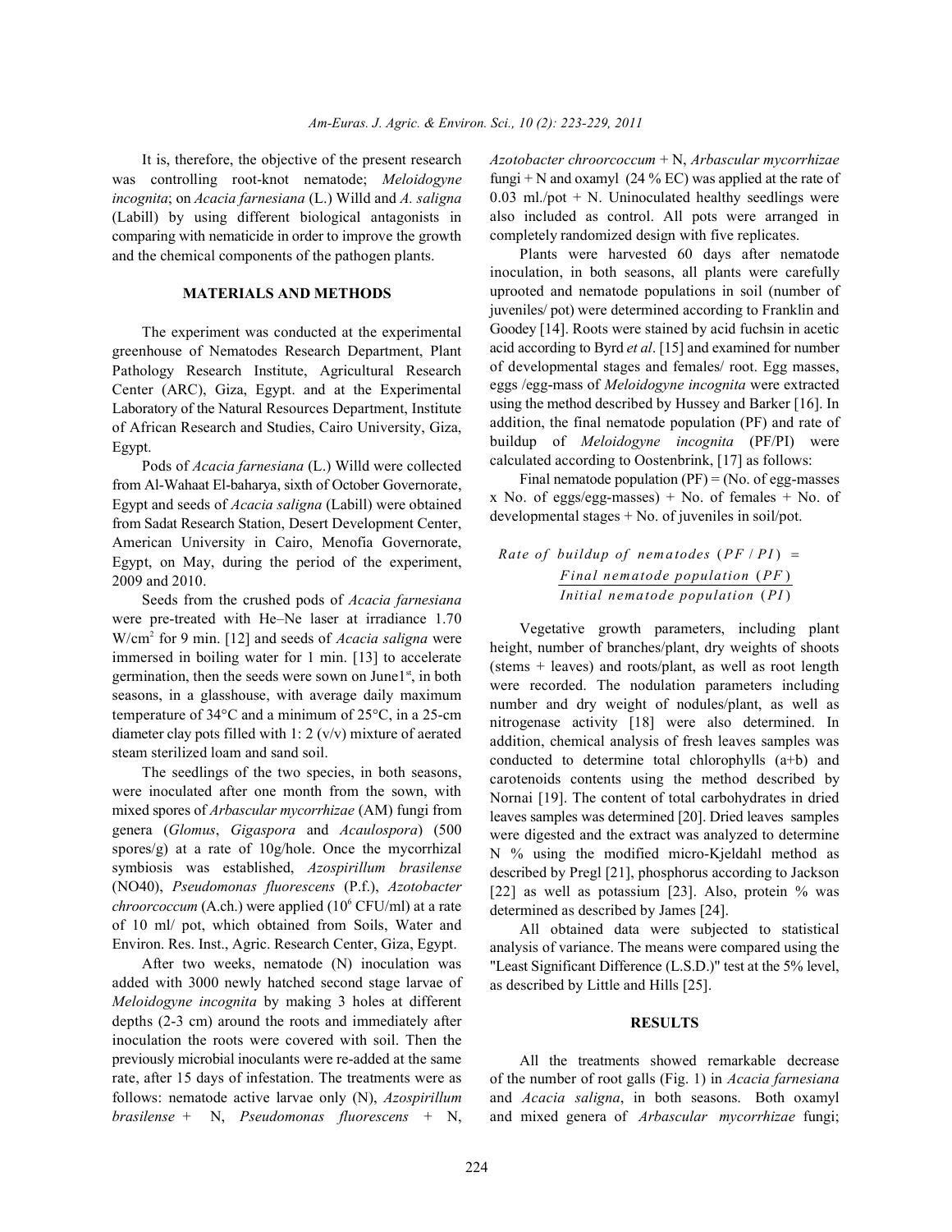It is, therefore, the objective of the present research was controlling root-knot nematode; *Meloidogyne incognita*; on *Acacia farnesiana* (L.) Willd and *A. saligna* (Labill) by using different biological antagonists in comparing with nematicide in order to improve the growth and the chemical components of the pathogen plants.

## MATERIALS AND METHODS

The experiment was conducted at the experimental greenhouse of Nematodes Research Department, Plant Pathology Research Institute, Agricultural Research Center (ARC), Giza, Egypt. and at the Experimental Laboratory of the Natural Resources Department, Institute of African Research and Studies, Cairo University, Giza, Egypt.

Pods of *Acacia farnesiana* (L.) Willd were collected from Al-Wahaat El-baharya, sixth of October Governorate, Egypt and seeds of *Acacia saligna* (Labill) were obtained from Sadat Research Station, Desert Development Center, American University in Cairo, Menofia Governorate, Egypt, on May, during the period of the experiment, 2009 and 2010.

Seeds from the crushed pods of *Acacia farnesiana* were pre-treated with He–Ne laser at irradiance 1.70 $W/cm^2$ for 9 min. [12] and seeds of *Acacia saligna* were immersed in boiling water for 1 min. [13] to accelerate germination, then the seeds were sown on June1st, in both seasons, in a glasshouse, with average daily maximum temperature of 34°C and a minimum of 25°C, in a 25-cm diameter clay pots filled with 1: 2 (v/v) mixture of aerated steam sterilized loam and sand soil.

The seedlings of the two species, in both seasons, were inoculated after one month from the sown, with mixed spores of *Arbascular mycorrhizae* (AM) fungi from genera (*Glomus*, *Gigaspora* and *Acaulospora*) (500 spores/g) at a rate of 10g/hole. Once the mycorrhizal symbiosis was established, *Azospirillum brasilense* (NO40), *Pseudomonas fluorescens* (P.f.), *Azotobacter chroorcoccum* (A.ch.) were applied ($10^6$ CFU/ml) at a rate of 10 ml/ pot, which obtained from Soils, Water and Environ. Res. Inst., Agric. Research Center, Giza, Egypt.

After two weeks, nematode (N) inoculation was added with 3000 newly hatched second stage larvae of *Meloidogyne incognita* by making 3 holes at different depths (2-3 cm) around the roots and immediately after inoculation the roots were covered with soil. Then the previously microbial inoculants were re-added at the same rate, after 15 days of infestation. The treatments were as follows: nematode active larvae only (N), *Azospirillum brasilense* + N, *Pseudomonas fluorescens* + N, *Azotobacter chroorcoccum* + N, *Arbascular mycorrhizae* fungi + N and oxamyl (24 % EC) was applied at the rate of 0.03 ml./pot + N. Uninoculated healthy seedlings were also included as control. All pots were arranged in completely randomized design with five replicates.

Plants were harvested 60 days after nematode inoculation, in both seasons, all plants were carefully uprooted and nematode populations in soil (number of juveniles/ pot) were determined according to Franklin and Goodey [14]. Roots were stained by acid fuchsin in acetic acid according to Byrd *et al*. [15] and examined for number of developmental stages and females/ root. Egg masses, eggs /egg-mass of *Meloidogyne incognita* were extracted using the method described by Hussey and Barker [16]. In addition, the final nematode population (PF) and rate of buildup of *Meloidogyne incognita* (PF/PI) were calculated according to Oostenbrink, [17] as follows:

Final nematode population (PF) = (No. of egg-masses x No. of eggs/egg-masses) + No. of females + No. of developmental stages + No. of juveniles in soil/pot.

$$\text{Rate of buildup of nematodes } (PF/PI) = \frac{\text{Final nematode population } (PF)}{\text{Initial nematode population } (PI)}$$

Vegetative growth parameters, including plant height, number of branches/plant, dry weights of shoots (stems + leaves) and roots/plant, as well as root length were recorded. The nodulation parameters including number and dry weight of nodules/plant, as well as nitrogenase activity [18] were also determined. In addition, chemical analysis of fresh leaves samples was conducted to determine total chlorophylls (a+b) and carotenoids contents using the method described by Nornai [19]. The content of total carbohydrates in dried leaves samples was determined [20]. Dried leaves samples were digested and the extract was analyzed to determine N % using the modified micro-Kjeldahl method as described by Pregl [21], phosphorus according to Jackson [22] as well as potassium [23]. Also, protein % was determined as described by James [24].

All obtained data were subjected to statistical analysis of variance. The means were compared using the "Least Significant Difference (L.S.D.)" test at the 5% level, as described by Little and Hills [25].

## RESULTS

All the treatments showed remarkable decrease of the number of root galls (Fig. 1) in *Acacia farnesiana* and *Acacia saligna*, in both seasons. Both oxamyl and mixed genera of *Arbascular mycorrhizae* fungi;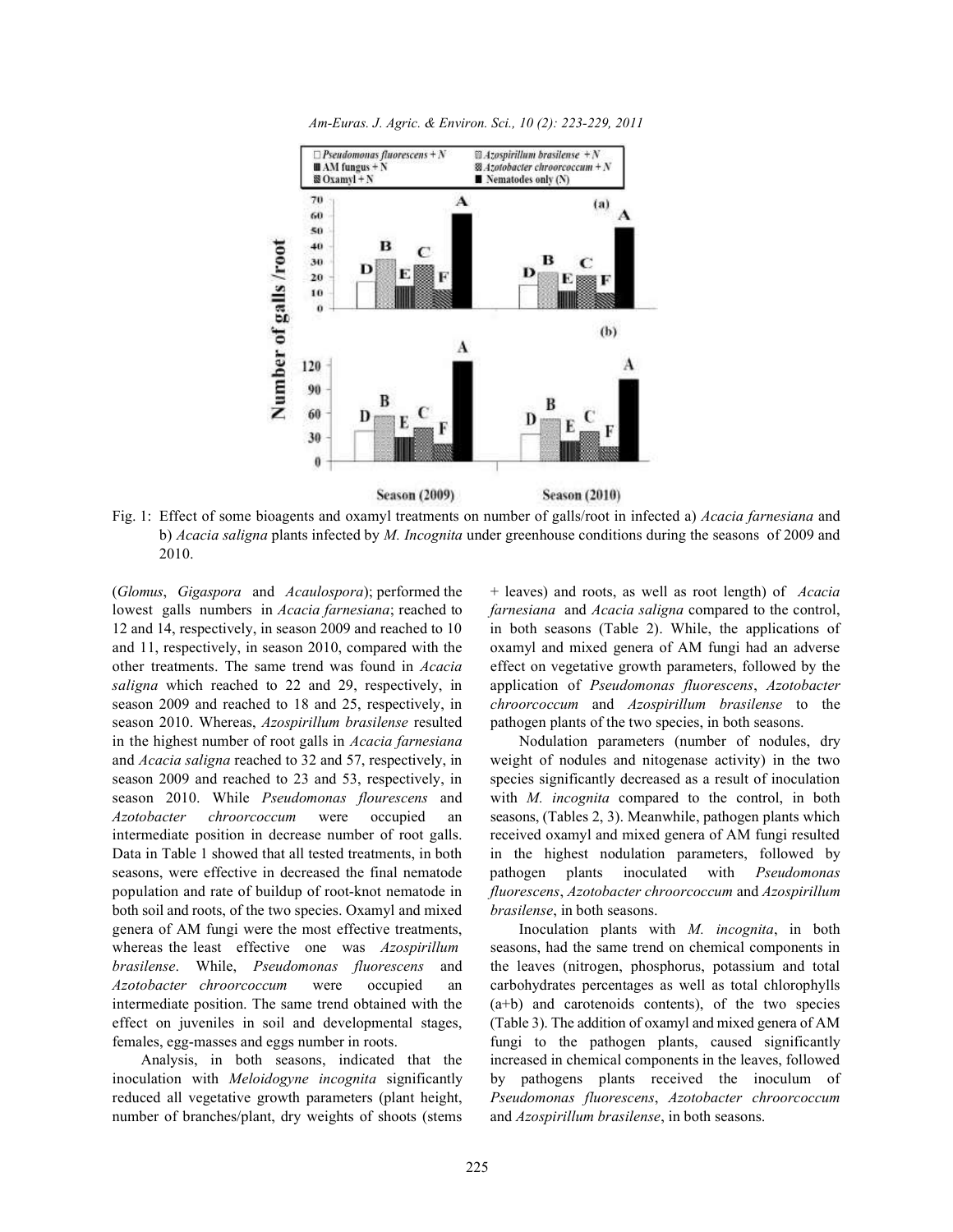Fig. 1: Effect of some bioagents and oxamyl treatments on number of galls/root in infected a) *Acacia farnesiana* and b) *Acacia saligna* plants infected by *M. Incognita* under greenhouse conditions during the seasons of 2009 and 2010.

(*Glomus*, *Gigaspora* and *Acaulospora*); performed the lowest galls numbers in *Acacia farnesiana*; reached to 12 and 14, respectively, in season 2009 and reached to 10 and 11, respectively, in season 2010, compared with the other treatments. The same trend was found in *Acacia saligna* which reached to 22 and 29, respectively, in season 2009 and reached to 18 and 25, respectively, in season 2010. Whereas, *Azospirillum brasilense* resulted in the highest number of root galls in *Acacia farnesiana* and *Acacia saligna* reached to 32 and 57, respectively, in season 2009 and reached to 23 and 53, respectively, in season 2010. While *Pseudomonas flourescens* and *Azotobacter chroorcoccum* were occupied an intermediate position in decrease number of root galls. Data in Table 1 showed that all tested treatments, in both seasons, were effective in decreased the final nematode population and rate of buildup of root-knot nematode in both soil and roots, of the two species. Oxamyl and mixed genera of AM fungi were the most effective treatments, whereas the least effective one was *Azospirillum brasilense*. While, *Pseudomonas fluorescens* and *Azotobacter chroorcoccum* were occupied an intermediate position. The same trend obtained with the effect on juveniles in soil and developmental stages, females, egg-masses and eggs number in roots.

Analysis, in both seasons, indicated that the inoculation with *Meloidogyne incognita* significantly reduced all vegetative growth parameters (plant height, number of branches/plant, dry weights of shoots (stems + leaves) and roots, as well as root length) of *Acacia farnesiana* and *Acacia saligna* compared to the control, in both seasons (Table 2). While, the applications of oxamyl and mixed genera of AM fungi had an adverse effect on vegetative growth parameters, followed by the application of *Pseudomonas fluorescens*, *Azotobacter chroorcoccum* and *Azospirillum brasilense* to the pathogen plants of the two species, in both seasons.

Nodulation parameters (number of nodules, dry weight of nodules and nitogenase activity) in the two species significantly decreased as a result of inoculation with *M. incognita* compared to the control, in both seasons, (Tables 2, 3). Meanwhile, pathogen plants which received oxamyl and mixed genera of AM fungi resulted in the highest nodulation parameters, followed by pathogen plants inoculated with *Pseudomonas fluorescens*, *Azotobacter chroorcoccum* and *Azospirillum brasilense*, in both seasons.

Inoculation plants with *M. incognita*, in both seasons, had the same trend on chemical components in the leaves (nitrogen, phosphorus, potassium and total carbohydrates percentages as well as total chlorophylls (a+b) and carotenoids contents), of the two species (Table 3). The addition of oxamyl and mixed genera of AM fungi to the pathogen plants, caused significantly increased in chemical components in the leaves, followed by pathogens plants received the inoculum of *Pseudomonas fluorescens*, *Azotobacter chroorcoccum* and *Azospirillum brasilense*, in both seasons.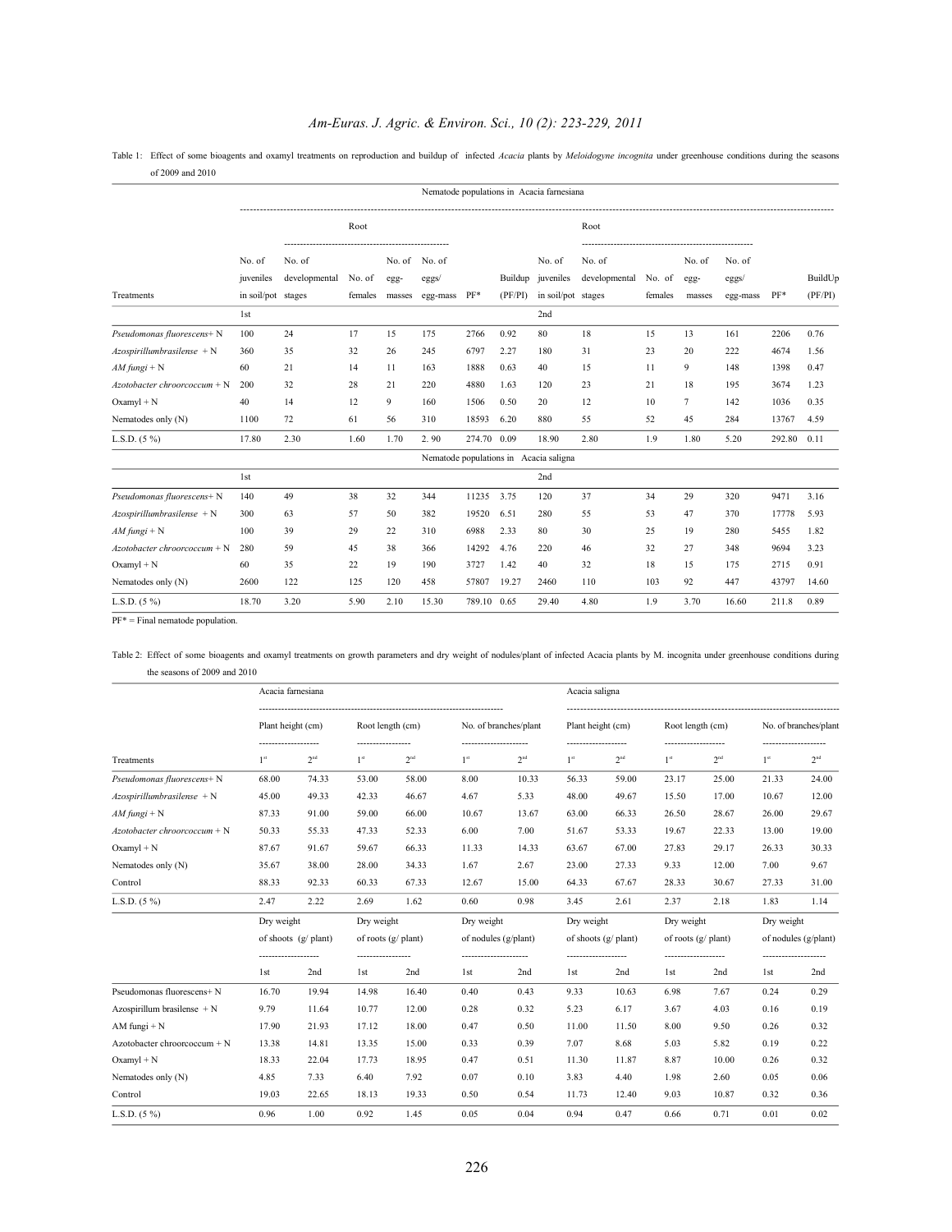Table 1: Effect of some bioagents and oxamyl treatments on reproduction and buildup of infected *Acacia* plants by *Meloidogyne incognita* under greenhouse conditions during the seasons of 2009 and 2010

| | Nematode populations in Acacia farnesiana | | | | | | | | | | | | | |
|---|---|---|---|---|---|---|---|---|---|---|---|---|---|---|
| | | Root | | | | | | | Root | | | | | |
| Treatments | No. of juveniles in soil/pot | No. of developmental stages | No. of females | No. of egg-masses | No. of eggs/ egg-mass | PF* | Buildup (PF/PI) | No. of juveniles in soil/pot | No. of developmental stages | No. of females | No. of egg-masses | No. of eggs/ egg-mass | PF* | BuildUp (PF/PI) |
| | 1st | | | | | | | 2nd | | | | | | |
| *Pseudomonas fluorescens*+ N | 100 | 24 | 17 | 15 | 175 | 2766 | 0.92 | 80 | 18 | 15 | 13 | 161 | 2206 | 0.76 |
| *Azospirillumbrasilense* + N | 360 | 35 | 32 | 26 | 245 | 6797 | 2.27 | 180 | 31 | 23 | 20 | 222 | 4674 | 1.56 |
| *AM fungi* + N | 60 | 21 | 14 | 11 | 163 | 1888 | 0.63 | 40 | 15 | 11 | 9 | 148 | 1398 | 0.47 |
| *Azotobacter chroorcoccum* + N | 200 | 32 | 28 | 21 | 220 | 4880 | 1.63 | 120 | 23 | 21 | 18 | 195 | 3674 | 1.23 |
| Oxamyl + N | 40 | 14 | 12 | 9 | 160 | 1506 | 0.50 | 20 | 12 | 10 | 7 | 142 | 1036 | 0.35 |
| Nematodes only (N) | 1100 | 72 | 61 | 56 | 310 | 18593 | 6.20 | 880 | 55 | 52 | 45 | 284 | 13767 | 4.59 |
| L.S.D. (5 %) | 17.80 | 2.30 | 1.60 | 1.70 | 2. 90 | 274.70 | 0.09 | 18.90 | 2.80 | 1.9 | 1.80 | 5.20 | 292.80 | 0.11 |
| | Nematode populations in Acacia saligna | | | | | | | | | | | | | |
| | 1st | | | | | | | 2nd | | | | | | |
| *Pseudomonas fluorescens*+ N | 140 | 49 | 38 | 32 | 344 | 11235 | 3.75 | 120 | 37 | 34 | 29 | 320 | 9471 | 3.16 |
| *Azospirillumbrasilense* + N | 300 | 63 | 57 | 50 | 382 | 19520 | 6.51 | 280 | 55 | 53 | 47 | 370 | 17778 | 5.93 |
| *AM fungi* + N | 100 | 39 | 29 | 22 | 310 | 6988 | 2.33 | 80 | 30 | 25 | 19 | 280 | 5455 | 1.82 |
| *Azotobacter chroorcoccum* + N | 280 | 59 | 45 | 38 | 366 | 14292 | 4.76 | 220 | 46 | 32 | 27 | 348 | 9694 | 3.23 |
| Oxamyl + N | 60 | 35 | 22 | 19 | 190 | 3727 | 1.42 | 40 | 32 | 18 | 15 | 175 | 2715 | 0.91 |
| Nematodes only (N) | 2600 | 122 | 125 | 120 | 458 | 57807 | 19.27 | 2460 | 110 | 103 | 92 | 447 | 43797 | 14.60 |
| L.S.D. (5 %) | 18.70 | 3.20 | 5.90 | 2.10 | 15.30 | 789.10 | 0.65 | 29.40 | 4.80 | 1.9 | 3.70 | 16.60 | 211.8 | 0.89 |

PF* = Final nematode population.

Table 2: Effect of some bioagents and oxamyl treatments on growth parameters and dry weight of nodules/plant of infected Acacia plants by M. incognita under greenhouse conditions during the seasons of 2009 and 2010

| | Acacia farnesiana | | | | | | Acacia saligna | | | | | |
|---|---|---|---|---|---|---|---|---|---|---|---|---|
| | Plant height (cm) | | Root length (cm) | | No. of branches/plant | | Plant height (cm) | | Root length (cm) | | No. of branches/plant | |
| Treatments | 1st | 2nd | 1st | 2nd | 1st | 2nd | 1st | 2nd | 1st | 2nd | 1st | 2nd |
| *Pseudomonas fluorescens*+ N | 68.00 | 74.33 | 53.00 | 58.00 | 8.00 | 10.33 | 56.33 | 59.00 | 23.17 | 25.00 | 21.33 | 24.00 |
| *Azospirillumbrasilense* + N | 45.00 | 49.33 | 42.33 | 46.67 | 4.67 | 5.33 | 48.00 | 49.67 | 15.50 | 17.00 | 10.67 | 12.00 |
| *AM fungi* + N | 87.33 | 91.00 | 59.00 | 66.00 | 10.67 | 13.67 | 63.00 | 66.33 | 26.50 | 28.67 | 26.00 | 29.67 |
| *Azotobacter chroorcoccum* + N | 50.33 | 55.33 | 47.33 | 52.33 | 6.00 | 7.00 | 51.67 | 53.33 | 19.67 | 22.33 | 13.00 | 19.00 |
| Oxamyl + N | 87.67 | 91.67 | 59.67 | 66.33 | 11.33 | 14.33 | 63.67 | 67.00 | 27.83 | 29.17 | 26.33 | 30.33 |
| Nematodes only (N) | 35.67 | 38.00 | 28.00 | 34.33 | 1.67 | 2.67 | 23.00 | 27.33 | 9.33 | 12.00 | 7.00 | 9.67 |
| Control | 88.33 | 92.33 | 60.33 | 67.33 | 12.67 | 15.00 | 64.33 | 67.67 | 28.33 | 30.67 | 27.33 | 31.00 |
| L.S.D. (5 %) | 2.47 | 2.22 | 2.69 | 1.62 | 0.60 | 0.98 | 3.45 | 2.61 | 2.37 | 2.18 | 1.83 | 1.14 |
| | Dry weight of shoots (g/ plant) | | Dry weight of roots (g/ plant) | | Dry weight of nodules (g/plant) | | Dry weight of shoots (g/ plant) | | Dry weight of roots (g/ plant) | | Dry weight of nodules (g/plant) | |
| | 1st | 2nd | 1st | 2nd | 1st | 2nd | 1st | 2nd | 1st | 2nd | 1st | 2nd |
| Pseudomonas fluorescens+ N | 16.70 | 19.94 | 14.98 | 16.40 | 0.40 | 0.43 | 9.33 | 10.63 | 6.98 | 7.67 | 0.24 | 0.29 |
| Azospirillum brasilense + N | 9.79 | 11.64 | 10.77 | 12.00 | 0.28 | 0.32 | 5.23 | 6.17 | 3.67 | 4.03 | 0.16 | 0.19 |
| AM fungi + N | 17.90 | 21.93 | 17.12 | 18.00 | 0.47 | 0.50 | 11.00 | 11.50 | 8.00 | 9.50 | 0.26 | 0.32 |
| Azotobacter chroorcoccum + N | 13.38 | 14.81 | 13.35 | 15.00 | 0.33 | 0.39 | 7.07 | 8.68 | 5.03 | 5.82 | 0.19 | 0.22 |
| Oxamyl + N | 18.33 | 22.04 | 17.73 | 18.95 | 0.47 | 0.51 | 11.30 | 11.87 | 8.87 | 10.00 | 0.26 | 0.32 |
| Nematodes only (N) | 4.85 | 7.33 | 6.40 | 7.92 | 0.07 | 0.10 | 3.83 | 4.40 | 1.98 | 2.60 | 0.05 | 0.06 |
| Control | 19.03 | 22.65 | 18.13 | 19.33 | 0.50 | 0.54 | 11.73 | 12.40 | 9.03 | 10.87 | 0.32 | 0.36 |
| L.S.D. (5 %) | 0.96 | 1.00 | 0.92 | 1.45 | 0.05 | 0.04 | 0.94 | 0.47 | 0.66 | 0.71 | 0.01 | 0.02 |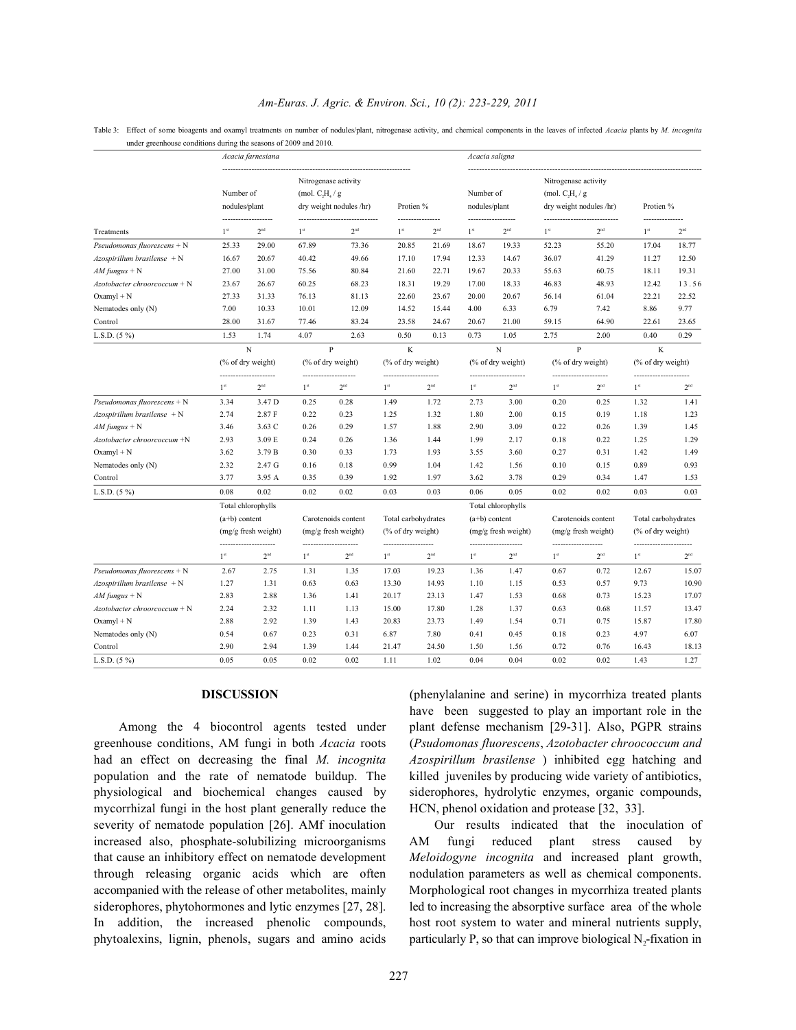Table 3: Effect of some bioagents and oxamyl treatments on number of nodules/plant, nitrogenase activity, and chemical components in the leaves of infected *Acacia* plants by *M. incognita* under greenhouse conditions during the seasons of 2009 and 2010.

| | *Acacia farnesiana* | | | | | | *Acacia saligna* | | | | | |
|---|---|---|---|---|---|---|---|---|---|---|---|---|
| | Number of nodules/plant | | Nitrogenase activity (mol. $C_2H_4$ / g dry weight nodules /hr) | | Protien % | | Number of nodules/plant | | Nitrogenase activity (mol. $C_2H_4$ / g dry weight nodules /hr) | | Protien % | |
| Treatments | 1st | 2nd | 1st | 2nd | 1st | 2nd | 1st | 2nd | 1st | 2nd | 1st | 2nd |
| *Pseudomonas fluorescens* + N | 25.33 | 29.00 | 67.89 | 73.36 | 20.85 | 21.69 | 18.67 | 19.33 | 52.23 | 55.20 | 17.04 | 18.77 |
| *Azospirillum brasilense* + N | 16.67 | 20.67 | 40.42 | 49.66 | 17.10 | 17.94 | 12.33 | 14.67 | 36.07 | 41.29 | 11.27 | 12.50 |
| *AM fungus* + N | 27.00 | 31.00 | 75.56 | 80.84 | 21.60 | 22.71 | 19.67 | 20.33 | 55.63 | 60.75 | 18.11 | 19.31 |
| *Azotobacter chroorcoccum* + N | 23.67 | 26.67 | 60.25 | 68.23 | 18.31 | 19.29 | 17.00 | 18.33 | 46.83 | 48.93 | 12.42 | 13.56 |
| Oxamyl + N | 27.33 | 31.33 | 76.13 | 81.13 | 22.60 | 23.67 | 20.00 | 20.67 | 56.14 | 61.04 | 22.21 | 22.52 |
| Nematodes only (N) | 7.00 | 10.33 | 10.01 | 12.09 | 14.52 | 15.44 | 4.00 | 6.33 | 6.79 | 7.42 | 8.86 | 9.77 |
| Control | 28.00 | 31.67 | 77.46 | 83.24 | 23.58 | 24.67 | 20.67 | 21.00 | 59.15 | 64.90 | 22.61 | 23.65 |
| L.S.D. (5 %) | 1.53 | 1.74 | 4.07 | 2.63 | 0.50 | 0.13 | 0.73 | 1.05 | 2.75 | 2.00 | 0.40 | 0.29 |
| | N (% of dry weight) | | P (% of dry weight) | | K (% of dry weight) | | N (% of dry weight) | | P (% of dry weight) | | K (% of dry weight) | |
| | 1st | 2nd | 1st | 2nd | 1st | 2nd | 1st | 2nd | 1st | 2nd | 1st | 2nd |
| *Pseudomonas fluorescens* + N | 3.34 | 3.47 D | 0.25 | 0.28 | 1.49 | 1.72 | 2.73 | 3.00 | 0.20 | 0.25 | 1.32 | 1.41 |
| *Azospirillum brasilense* + N | 2.74 | 2.87 F | 0.22 | 0.23 | 1.25 | 1.32 | 1.80 | 2.00 | 0.15 | 0.19 | 1.18 | 1.23 |
| *AM fungus* + N | 3.46 | 3.63 C | 0.26 | 0.29 | 1.57 | 1.88 | 2.90 | 3.09 | 0.22 | 0.26 | 1.39 | 1.45 |
| *Azotobacter chroorcoccum* +N | 2.93 | 3.09 E | 0.24 | 0.26 | 1.36 | 1.44 | 1.99 | 2.17 | 0.18 | 0.22 | 1.25 | 1.29 |
| Oxamyl + N | 3.62 | 3.79 B | 0.30 | 0.33 | 1.73 | 1.93 | 3.55 | 3.60 | 0.27 | 0.31 | 1.42 | 1.49 |
| Nematodes only (N) | 2.32 | 2.47 G | 0.16 | 0.18 | 0.99 | 1.04 | 1.42 | 1.56 | 0.10 | 0.15 | 0.89 | 0.93 |
| Control | 3.77 | 3.95 A | 0.35 | 0.39 | 1.92 | 1.97 | 3.62 | 3.78 | 0.29 | 0.34 | 1.47 | 1.53 |
| L.S.D. (5 %) | 0.08 | 0.02 | 0.02 | 0.02 | 0.03 | 0.03 | 0.06 | 0.05 | 0.02 | 0.02 | 0.03 | 0.03 |
| | Total chlorophylls (a+b) content (mg/g fresh weight) | | Carotenoids content (mg/g fresh weight) | | Total carbohydrates (% of dry weight) | | Total chlorophylls (a+b) content (mg/g fresh weight) | | Carotenoids content (mg/g fresh weight) | | Total carbohydrates (% of dry weight) | |
| | 1st | 2nd | 1st | 2nd | 1st | 2nd | 1st | 2nd | 1st | 2nd | 1st | 2nd |
| *Pseudomonas fluorescens* + N | 2.67 | 2.75 | 1.31 | 1.35 | 17.03 | 19.23 | 1.36 | 1.47 | 0.67 | 0.72 | 12.67 | 15.07 |
| *Azospirillum brasilense* + N | 1.27 | 1.31 | 0.63 | 0.63 | 13.30 | 14.93 | 1.10 | 1.15 | 0.53 | 0.57 | 9.73 | 10.90 |
| *AM fungus* + N | 2.83 | 2.88 | 1.36 | 1.41 | 20.17 | 23.13 | 1.47 | 1.53 | 0.68 | 0.73 | 15.23 | 17.07 |
| *Azotobacter chroorcoccum* + N | 2.24 | 2.32 | 1.11 | 1.13 | 15.00 | 17.80 | 1.28 | 1.37 | 0.63 | 0.68 | 11.57 | 13.47 |
| Oxamyl + N | 2.88 | 2.92 | 1.39 | 1.43 | 20.83 | 23.73 | 1.49 | 1.54 | 0.71 | 0.75 | 15.87 | 17.80 |
| Nematodes only (N) | 0.54 | 0.67 | 0.23 | 0.31 | 6.87 | 7.80 | 0.41 | 0.45 | 0.18 | 0.23 | 4.97 | 6.07 |
| Control | 2.90 | 2.94 | 1.39 | 1.44 | 21.47 | 24.50 | 1.50 | 1.56 | 0.72 | 0.76 | 16.43 | 18.13 |
| L.S.D. (5 %) | 0.05 | 0.05 | 0.02 | 0.02 | 1.11 | 1.02 | 0.04 | 0.04 | 0.02 | 0.02 | 1.43 | 1.27 |

## DISCUSSION

Among the 4 biocontrol agents tested under greenhouse conditions, AM fungi in both *Acacia* roots had an effect on decreasing the final *M. incognita* population and the rate of nematode buildup. The physiological and biochemical changes caused by mycorrhizal fungi in the host plant generally reduce the severity of nematode population [26]. AMf inoculation increased also, phosphate-solubilizing microorganisms that cause an inhibitory effect on nematode development through releasing organic acids which are often accompanied with the release of other metabolites, mainly siderophores, phytohormones and lytic enzymes [27, 28]. In addition, the increased phenolic compounds, phytoalexins, lignin, phenols, sugars and amino acids (phenylalanine and serine) in mycorrhiza treated plants have been suggested to play an important role in the plant defense mechanism [29-31]. Also, PGPR strains (*Psudomonas fluorescens*, *Azotobacter chroococcum and Azospirillum brasilense* ) inhibited egg hatching and killed juveniles by producing wide variety of antibiotics, siderophores, hydrolytic enzymes, organic compounds, HCN, phenol oxidation and protease [32, 33].

Our results indicated that the inoculation of AM fungi reduced plant stress caused by *Meloidogyne incognita* and increased plant growth, nodulation parameters as well as chemical components. Morphological root changes in mycorrhiza treated plants led to increasing the absorptive surface area of the whole host root system to water and mineral nutrients supply, particularly P, so that can improve biological $N_2$-fixation in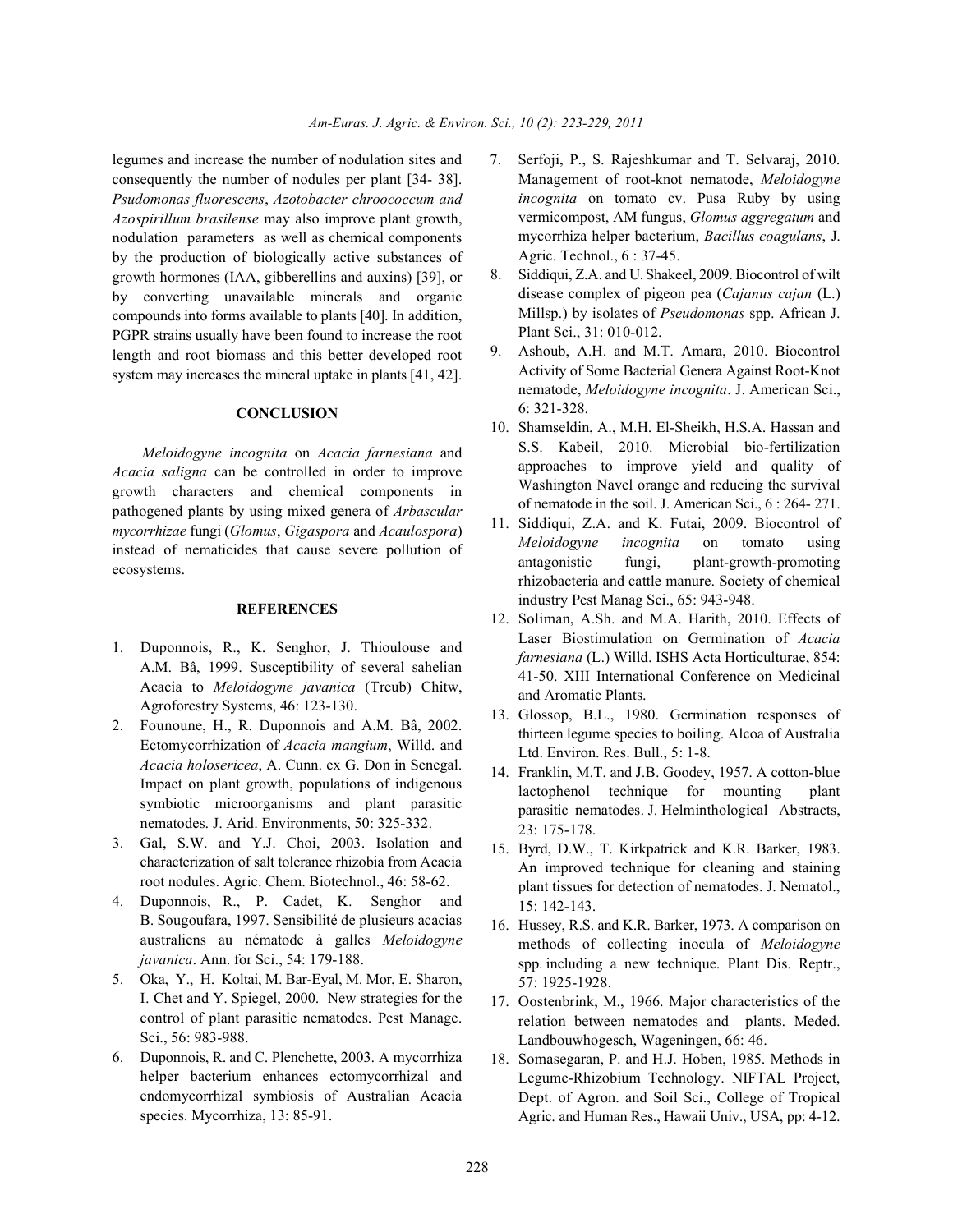legumes and increase the number of nodulation sites and consequently the number of nodules per plant [34- 38]. *Psudomonas fluorescens*, *Azotobacter chroococcum and Azospirillum brasilense* may also improve plant growth, nodulation parameters as well as chemical components by the production of biologically active substances of growth hormones (IAA, gibberellins and auxins) [39], or by converting unavailable minerals and organic compounds into forms available to plants [40]. In addition, PGPR strains usually have been found to increase the root length and root biomass and this better developed root system may increases the mineral uptake in plants [41, 42].

## CONCLUSION

*Meloidogyne incognita* on *Acacia farnesiana* and *Acacia saligna* can be controlled in order to improve growth characters and chemical components in pathogened plants by using mixed genera of *Arbascular mycorrhizae* fungi (*Glomus*, *Gigaspora* and *Acaulospora*) instead of nematicides that cause severe pollution of ecosystems.

## REFERENCES

1. Duponnois, R., K. Senghor, J. Thioulouse and A.M. Bâ, 1999. Susceptibility of several sahelian Acacia to *Meloidogyne javanica* (Treub) Chitw, Agroforestry Systems, 46: 123-130.
2. Founoune, H., R. Duponnois and A.M. Bâ, 2002. Ectomycorrhization of *Acacia mangium*, Willd. and *Acacia holosericea*, A. Cunn. ex G. Don in Senegal. Impact on plant growth, populations of indigenous symbiotic microorganisms and plant parasitic nematodes. J. Arid. Environments, 50: 325-332.
3. Gal, S.W. and Y.J. Choi, 2003. Isolation and characterization of salt tolerance rhizobia from Acacia root nodules. Agric. Chem. Biotechnol., 46: 58-62.
4. Duponnois, R., P. Cadet, K. Senghor and B. Sougoufara, 1997. Sensibilité de plusieurs acacias australiens au nématode à galles *Meloidogyne javanica*. Ann. for Sci., 54: 179-188.
5. Oka, Y., H. Koltai, M. Bar-Eyal, M. Mor, E. Sharon, I. Chet and Y. Spiegel, 2000. New strategies for the control of plant parasitic nematodes. Pest Manage. Sci., 56: 983-988.
6. Duponnois, R. and C. Plenchette, 2003. A mycorrhiza helper bacterium enhances ectomycorrhizal and endomycorrhizal symbiosis of Australian Acacia species. Mycorrhiza, 13: 85-91.
7. Serfoji, P., S. Rajeshkumar and T. Selvaraj, 2010. Management of root-knot nematode, *Meloidogyne incognita* on tomato cv. Pusa Ruby by using vermicompost, AM fungus, *Glomus aggregatum* and mycorrhiza helper bacterium, *Bacillus coagulans*, J. Agric. Technol., 6 : 37-45.
8. Siddiqui, Z.A. and U. Shakeel, 2009. Biocontrol of wilt disease complex of pigeon pea (*Cajanus cajan* (L.) Millsp.) by isolates of *Pseudomonas* spp. African J. Plant Sci., 31: 010-012.
9. Ashoub, A.H. and M.T. Amara, 2010. Biocontrol Activity of Some Bacterial Genera Against Root-Knot nematode, *Meloidogyne incognita*. J. American Sci., 6: 321-328.
10. Shamseldin, A., M.H. El-Sheikh, H.S.A. Hassan and S.S. Kabeil, 2010. Microbial bio-fertilization approaches to improve yield and quality of Washington Navel orange and reducing the survival of nematode in the soil. J. American Sci., 6 : 264- 271.
11. Siddiqui, Z.A. and K. Futai, 2009. Biocontrol of *Meloidogyne incognita* on tomato using antagonistic fungi, plant-growth-promoting rhizobacteria and cattle manure. Society of chemical industry Pest Manag Sci., 65: 943-948.
12. Soliman, A.Sh. and M.A. Harith, 2010. Effects of Laser Biostimulation on Germination of *Acacia farnesiana* (L.) Willd. ISHS Acta Horticulturae, 854: 41-50. XIII International Conference on Medicinal and Aromatic Plants.
13. Glossop, B.L., 1980. Germination responses of thirteen legume species to boiling. Alcoa of Australia Ltd. Environ. Res. Bull., 5: 1-8.
14. Franklin, M.T. and J.B. Goodey, 1957. A cotton-blue lactophenol technique for mounting plant parasitic nematodes. J. Helminthological Abstracts, 23: 175-178.
15. Byrd, D.W., T. Kirkpatrick and K.R. Barker, 1983. An improved technique for cleaning and staining plant tissues for detection of nematodes. J. Nematol., 15: 142-143.
16. Hussey, R.S. and K.R. Barker, 1973. A comparison on methods of collecting inocula of *Meloidogyne* spp. including a new technique. Plant Dis. Reptr., 57: 1925-1928.
17. Oostenbrink, M., 1966. Major characteristics of the relation between nematodes and plants. Meded. Landbouwhogesch, Wageningen, 66: 46.
18. Somasegaran, P. and H.J. Hoben, 1985. Methods in Legume-Rhizobium Technology. NIFTAL Project, Dept. of Agron. and Soil Sci., College of Tropical Agric. and Human Res., Hawaii Univ., USA, pp: 4-12.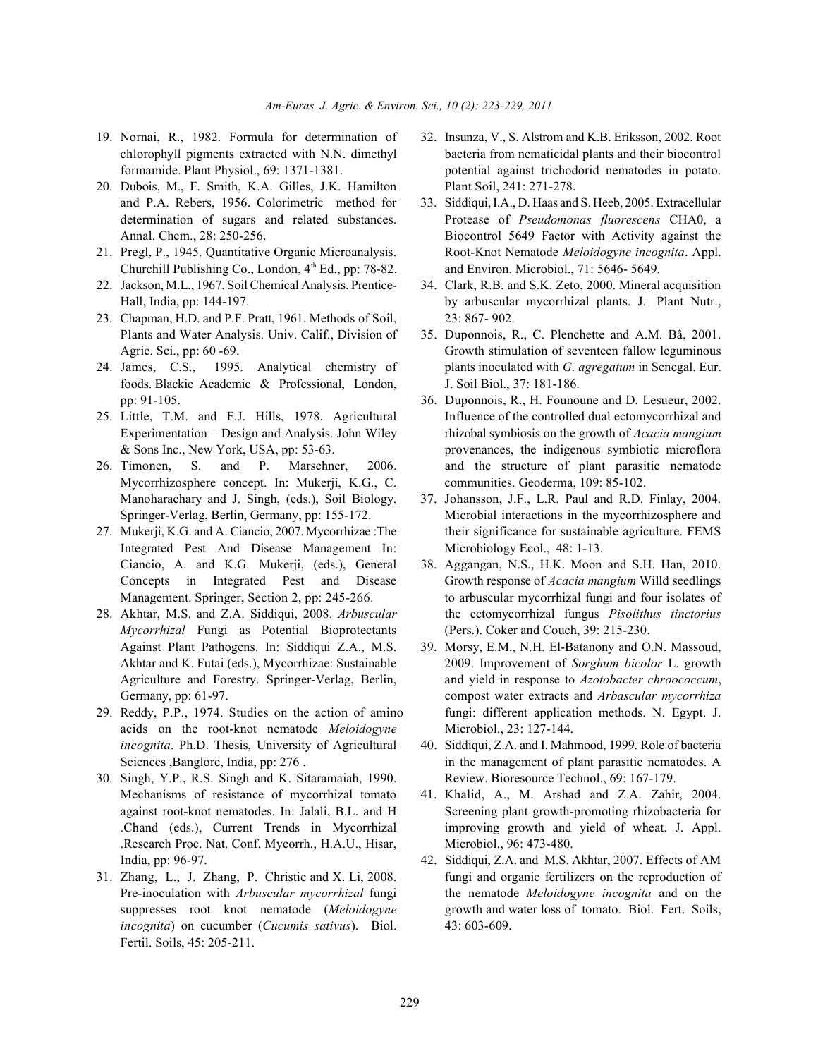19. Nornai, R., 1982. Formula for determination of chlorophyll pigments extracted with N.N. dimethyl formamide. Plant Physiol., 69: 1371-1381.
20. Dubois, M., F. Smith, K.A. Gilles, J.K. Hamilton and P.A. Rebers, 1956. Colorimetric method for determination of sugars and related substances. Annal. Chem., 28: 250-256.
21. Pregl, P., 1945. Quantitative Organic Microanalysis. Churchill Publishing Co., London, 4th Ed., pp: 78-82.
22. Jackson, M.L., 1967. Soil Chemical Analysis. Prentice-Hall, India, pp: 144-197.
23. Chapman, H.D. and P.F. Pratt, 1961. Methods of Soil, Plants and Water Analysis. Univ. Calif., Division of Agric. Sci., pp: 60 -69.
24. James, C.S., 1995. Analytical chemistry of foods. Blackie Academic & Professional, London, pp: 91-105.
25. Little, T.M. and F.J. Hills, 1978. Agricultural Experimentation – Design and Analysis. John Wiley & Sons Inc., New York, USA, pp: 53-63.
26. Timonen, S. and P. Marschner, 2006. Mycorrhizosphere concept. In: Mukerji, K.G., C. Manoharachary and J. Singh, (eds.), Soil Biology. Springer-Verlag, Berlin, Germany, pp: 155-172.
27. Mukerji, K.G. and A. Ciancio, 2007. Mycorrhizae :The Integrated Pest And Disease Management In: Ciancio, A. and K.G. Mukerji, (eds.), General Concepts in Integrated Pest and Disease Management. Springer, Section 2, pp: 245-266.
28. Akhtar, M.S. and Z.A. Siddiqui, 2008. *Arbuscular Mycorrhizal* Fungi as Potential Bioprotectants Against Plant Pathogens. In: Siddiqui Z.A., M.S. Akhtar and K. Futai (eds.), Mycorrhizae: Sustainable Agriculture and Forestry. Springer-Verlag, Berlin, Germany, pp: 61-97.
29. Reddy, P.P., 1974. Studies on the action of amino acids on the root-knot nematode *Meloidogyne incognita*. Ph.D. Thesis, University of Agricultural Sciences ,Banglore, India, pp: 276 .
30. Singh, Y.P., R.S. Singh and K. Sitaramaiah, 1990. Mechanisms of resistance of mycorrhizal tomato against root-knot nematodes. In: Jalali, B.L. and H .Chand (eds.), Current Trends in Mycorrhizal .Research Proc. Nat. Conf. Mycorrh., H.A.U., Hisar, India, pp: 96-97.
31. Zhang, L., J. Zhang, P. Christie and X. Li, 2008. Pre-inoculation with *Arbuscular mycorrhizal* fungi suppresses root knot nematode (*Meloidogyne incognita*) on cucumber (*Cucumis sativus*). Biol. Fertil. Soils, 45: 205-211.
32. Insunza, V., S. Alstrom and K.B. Eriksson, 2002. Root bacteria from nematicidal plants and their biocontrol potential against trichodorid nematodes in potato. Plant Soil, 241: 271-278.
33. Siddiqui, I.A., D. Haas and S. Heeb, 2005. Extracellular Protease of *Pseudomonas fluorescens* CHA0, a Biocontrol 5649 Factor with Activity against the Root-Knot Nematode *Meloidogyne incognita*. Appl. and Environ. Microbiol., 71: 5646- 5649.
34. Clark, R.B. and S.K. Zeto, 2000. Mineral acquisition by arbuscular mycorrhizal plants. J. Plant Nutr., 23: 867- 902.
35. Duponnois, R., C. Plenchette and A.M. Bâ, 2001. Growth stimulation of seventeen fallow leguminous plants inoculated with *G. agregatum* in Senegal. Eur. J. Soil Biol., 37: 181-186.
36. Duponnois, R., H. Founoune and D. Lesueur, 2002. Influence of the controlled dual ectomycorrhizal and rhizobal symbiosis on the growth of *Acacia mangium* provenances, the indigenous symbiotic microflora and the structure of plant parasitic nematode communities. Geoderma, 109: 85-102.
37. Johansson, J.F., L.R. Paul and R.D. Finlay, 2004. Microbial interactions in the mycorrhizosphere and their significance for sustainable agriculture. FEMS Microbiology Ecol., 48: 1-13.
38. Aggangan, N.S., H.K. Moon and S.H. Han, 2010. Growth response of *Acacia mangium* Willd seedlings to arbuscular mycorrhizal fungi and four isolates of the ectomycorrhizal fungus *Pisolithus tinctorius* (Pers.). Coker and Couch, 39: 215-230.
39. Morsy, E.M., N.H. El-Batanony and O.N. Massoud, 2009. Improvement of *Sorghum bicolor* L. growth and yield in response to *Azotobacter chroococcum*, compost water extracts and *Arbascular mycorrhiza* fungi: different application methods. N. Egypt. J. Microbiol., 23: 127-144.
40. Siddiqui, Z.A. and I. Mahmood, 1999. Role of bacteria in the management of plant parasitic nematodes. A Review. Bioresource Technol., 69: 167-179.
41. Khalid, A., M. Arshad and Z.A. Zahir, 2004. Screening plant growth-promoting rhizobacteria for improving growth and yield of wheat. J. Appl. Microbiol., 96: 473-480.
42. Siddiqui, Z.A. and M.S. Akhtar, 2007. Effects of AM fungi and organic fertilizers on the reproduction of the nematode *Meloidogyne incognita* and on the growth and water loss of tomato. Biol. Fert. Soils, 43: 603-609.